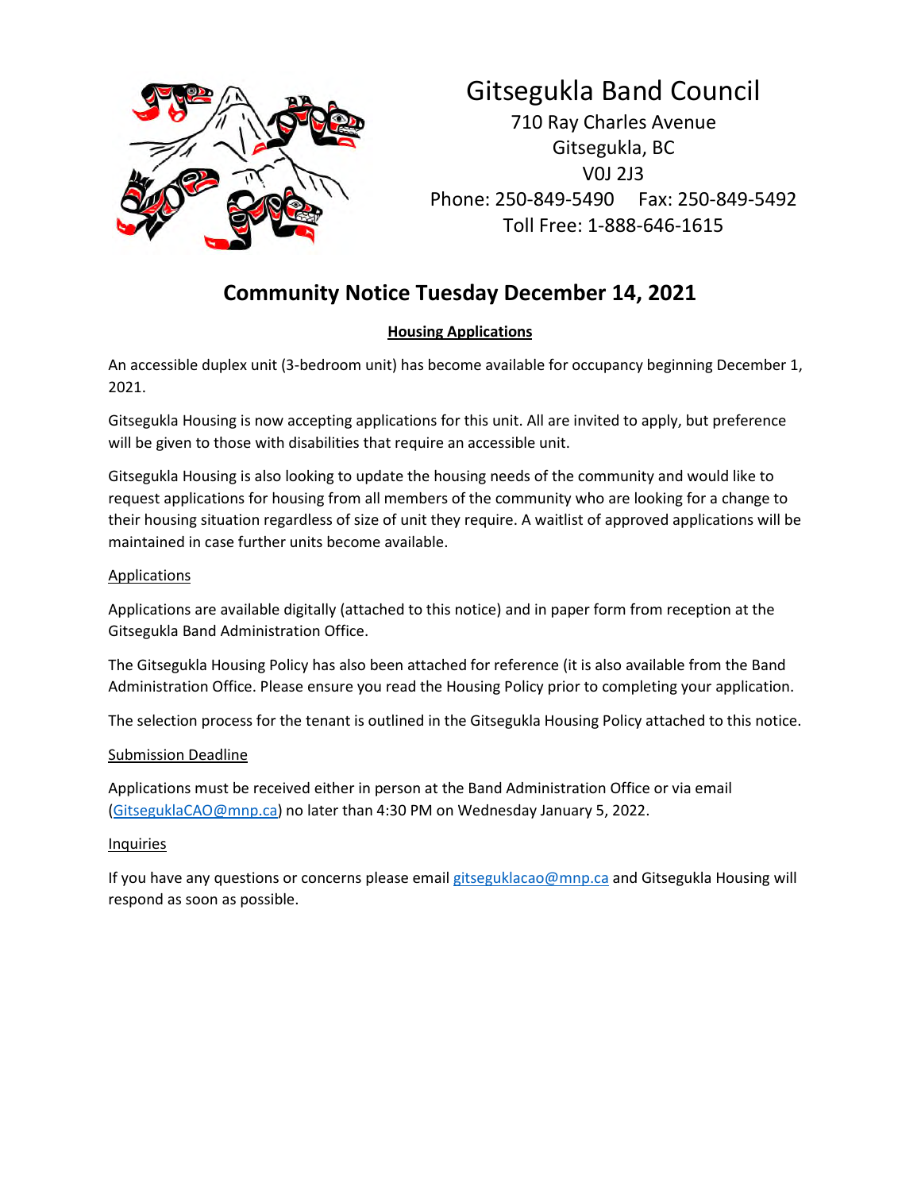# Gitsegukla Band Council

710 Ray Charles Avenue
Gitsegukla, BC
V0J 2J3
Phone: 250-849-5490 Fax: 250-849-5492
Toll Free: 1-888-646-1615

## Community Notice Tuesday December 14, 2021

### Housing Applications

An accessible duplex unit (3-bedroom unit) has become available for occupancy beginning December 1, 2021.

Gitsegukla Housing is now accepting applications for this unit. All are invited to apply, but preference will be given to those with disabilities that require an accessible unit.

Gitsegukla Housing is also looking to update the housing needs of the community and would like to request applications for housing from all members of the community who are looking for a change to their housing situation regardless of size of unit they require. A waitlist of approved applications will be maintained in case further units become available.

#### Applications

Applications are available digitally (attached to this notice) and in paper form from reception at the Gitsegukla Band Administration Office.

The Gitsegukla Housing Policy has also been attached for reference (it is also available from the Band Administration Office. Please ensure you read the Housing Policy prior to completing your application.

The selection process for the tenant is outlined in the Gitsegukla Housing Policy attached to this notice.

#### Submission Deadline

Applications must be received either in person at the Band Administration Office or via email (GitseguklaCAO@mnp.ca) no later than 4:30 PM on Wednesday January 5, 2022.

#### Inquiries

If you have any questions or concerns please email gitseguklacao@mnp.ca and Gitsegukla Housing will respond as soon as possible.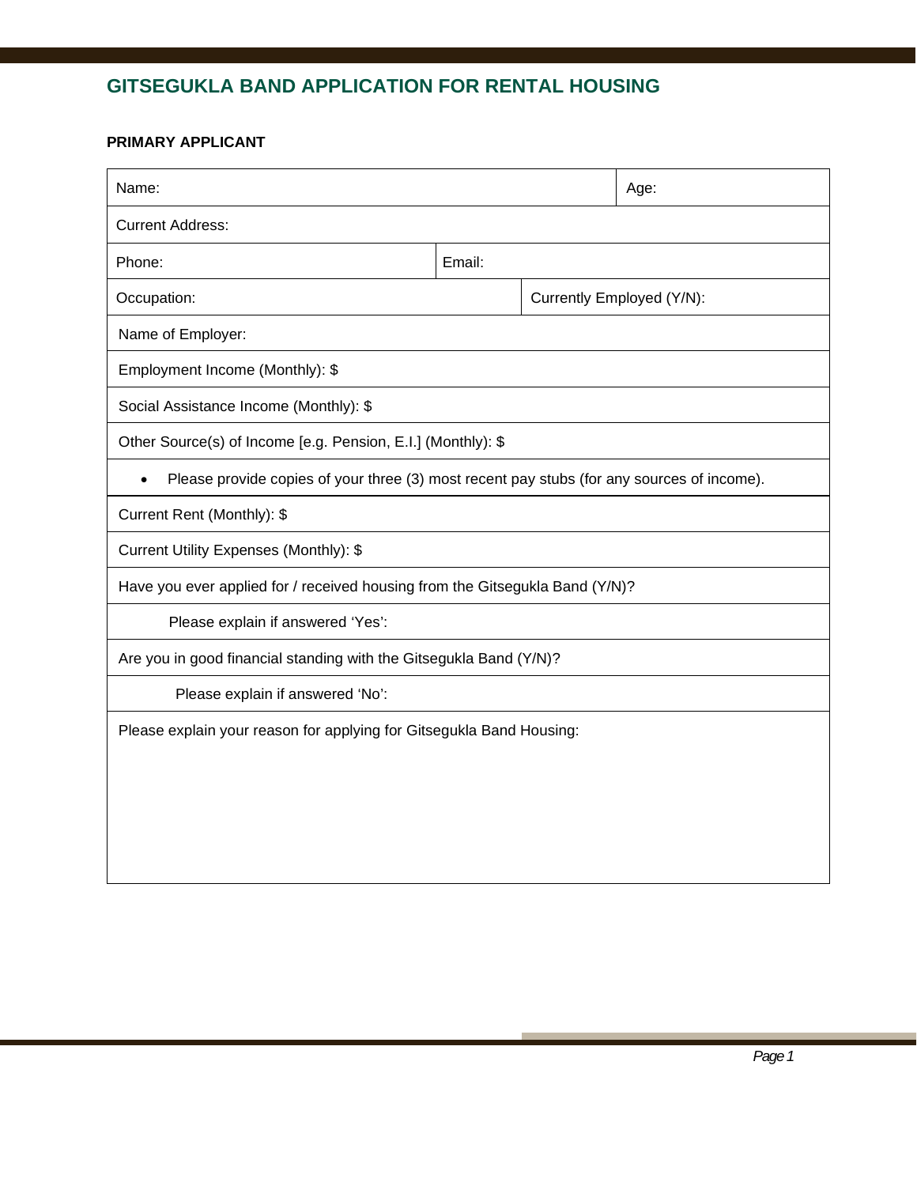## GITSEGUKLA BAND APPLICATION FOR RENTAL HOUSING

**PRIMARY APPLICANT**

| Name: | | | Age: |
|---|---|---|---|
| Current Address: | | | |
| Phone: | Email: | | |
| Occupation: | | Currently Employed (Y/N): | |
| Name of Employer: | | | |
| Employment Income (Monthly): $ | | | |
| Social Assistance Income (Monthly): $ | | | |
| Other Source(s) of Income [e.g. Pension, E.I.] (Monthly): $ | | | |
| • Please provide copies of your three (3) most recent pay stubs (for any sources of income). | | | |
| Current Rent (Monthly): $ | | | |
| Current Utility Expenses (Monthly): $ | | | |
| Have you ever applied for / received housing from the Gitsegukla Band (Y/N)? | | | |
| Please explain if answered 'Yes': | | | |
| Are you in good financial standing with the Gitsegukla Band (Y/N)? | | | |
| Please explain if answered 'No': | | | |
| Please explain your reason for applying for Gitsegukla Band Housing: | | | |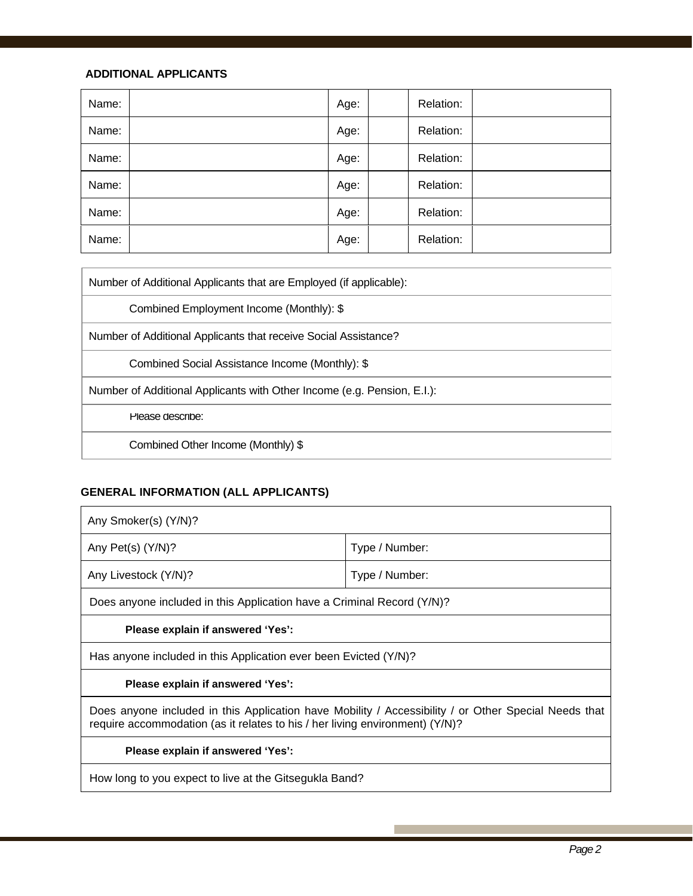**ADDITIONAL APPLICANTS**

| Name: | | Age: | | Relation: | |
|---|---|---|---|---|---|
| Name: | | Age: | | Relation: | |
| Name: | | Age: | | Relation: | |
| Name: | | Age: | | Relation: | |
| Name: | | Age: | | Relation: | |
| Name: | | Age: | | Relation: | |

| |
|---|
| Number of Additional Applicants that are Employed (if applicable): |
| Combined Employment Income (Monthly): $ |
| Number of Additional Applicants that receive Social Assistance? |
| Combined Social Assistance Income (Monthly): $ |
| Number of Additional Applicants with Other Income (e.g. Pension, E.I.): |
| Please describe: |
| Combined Other Income (Monthly) $ |

**GENERAL INFORMATION (ALL APPLICANTS)**

| | |
|---|---|
| Any Smoker(s) (Y/N)? | |
| Any Pet(s) (Y/N)? | Type / Number: |
| Any Livestock (Y/N)? | Type / Number: |
| Does anyone included in this Application have a Criminal Record (Y/N)? | |
| **Please explain if answered 'Yes':** | |
| Has anyone included in this Application ever been Evicted (Y/N)? | |
| **Please explain if answered 'Yes':** | |
| Does anyone included in this Application have Mobility / Accessibility / or Other Special Needs that require accommodation (as it relates to his / her living environment) (Y/N)? | |
| **Please explain if answered 'Yes':** | |
| How long to you expect to live at the Gitsegukla Band? | |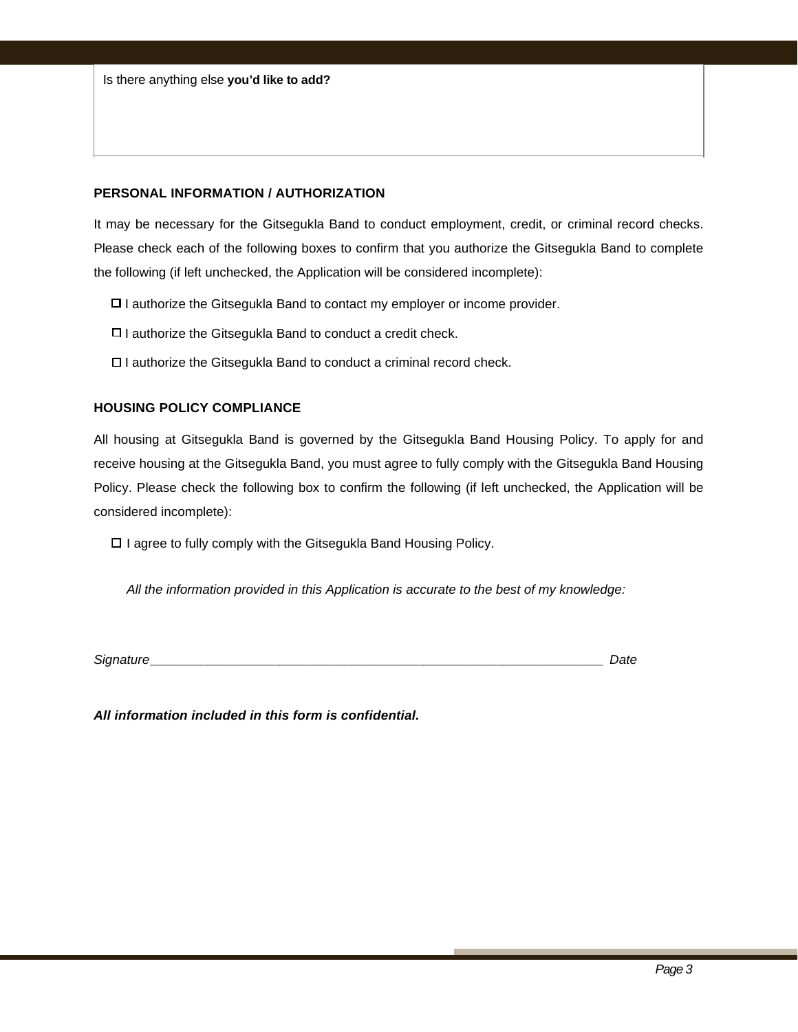Is there anything else **you'd like to add?**

**PERSONAL INFORMATION / AUTHORIZATION**

It may be necessary for the Gitsegukla Band to conduct employment, credit, or criminal record checks. Please check each of the following boxes to confirm that you authorize the Gitsegukla Band to complete the following (if left unchecked, the Application will be considered incomplete):

☐ I authorize the Gitsegukla Band to contact my employer or income provider.

☐ I authorize the Gitsegukla Band to conduct a credit check.

☐ I authorize the Gitsegukla Band to conduct a criminal record check.

**HOUSING POLICY COMPLIANCE**

All housing at Gitsegukla Band is governed by the Gitsegukla Band Housing Policy. To apply for and receive housing at the Gitsegukla Band, you must agree to fully comply with the Gitsegukla Band Housing Policy. Please check the following box to confirm the following (if left unchecked, the Application will be considered incomplete):

☐ I agree to fully comply with the Gitsegukla Band Housing Policy.

*All the information provided in this Application is accurate to the best of my knowledge:*

*Signature*_________________________________________________________________ *Date*

***All information included in this form is confidential.***